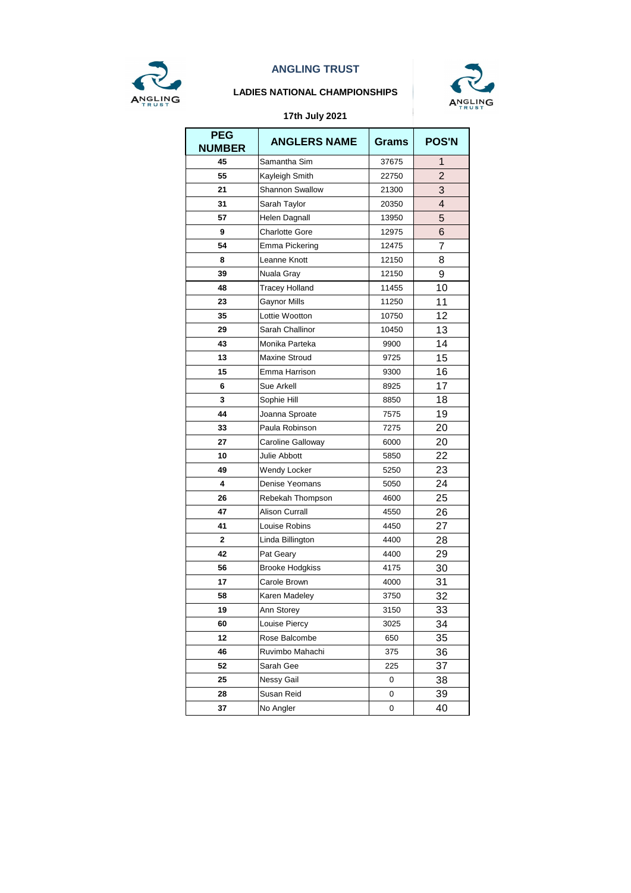# ANGLING TRUST

## LADIES NATIONAL CHAMPIONSHIPS

### 17th July 2021

| PEG NUMBER | ANGLERS NAME | Grams | POS'N |
|---|---|---|---|
| 45 | Samantha Sim | 37675 | 1 |
| 55 | Kayleigh Smith | 22750 | 2 |
| 21 | Shannon Swallow | 21300 | 3 |
| 31 | Sarah Taylor | 20350 | 4 |
| 57 | Helen Dagnall | 13950 | 5 |
| 9 | Charlotte Gore | 12975 | 6 |
| 54 | Emma Pickering | 12475 | 7 |
| 8 | Leanne Knott | 12150 | 8 |
| 39 | Nuala Gray | 12150 | 9 |
| 48 | Tracey Holland | 11455 | 10 |
| 23 | Gaynor Mills | 11250 | 11 |
| 35 | Lottie Wootton | 10750 | 12 |
| 29 | Sarah Challinor | 10450 | 13 |
| 43 | Monika Parteka | 9900 | 14 |
| 13 | Maxine Stroud | 9725 | 15 |
| 15 | Emma Harrison | 9300 | 16 |
| 6 | Sue Arkell | 8925 | 17 |
| 3 | Sophie Hill | 8850 | 18 |
| 44 | Joanna Sproate | 7575 | 19 |
| 33 | Paula Robinson | 7275 | 20 |
| 27 | Caroline Galloway | 6000 | 20 |
| 10 | Julie Abbott | 5850 | 22 |
| 49 | Wendy Locker | 5250 | 23 |
| 4 | Denise Yeomans | 5050 | 24 |
| 26 | Rebekah Thompson | 4600 | 25 |
| 47 | Alison Currall | 4550 | 26 |
| 41 | Louise Robins | 4450 | 27 |
| 2 | Linda Billington | 4400 | 28 |
| 42 | Pat Geary | 4400 | 29 |
| 56 | Brooke Hodgkiss | 4175 | 30 |
| 17 | Carole Brown | 4000 | 31 |
| 58 | Karen Madeley | 3750 | 32 |
| 19 | Ann Storey | 3150 | 33 |
| 60 | Louise Piercy | 3025 | 34 |
| 12 | Rose Balcombe | 650 | 35 |
| 46 | Ruvimbo Mahachi | 375 | 36 |
| 52 | Sarah Gee | 225 | 37 |
| 25 | Nessy Gail | 0 | 38 |
| 28 | Susan Reid | 0 | 39 |
| 37 | No Angler | 0 | 40 |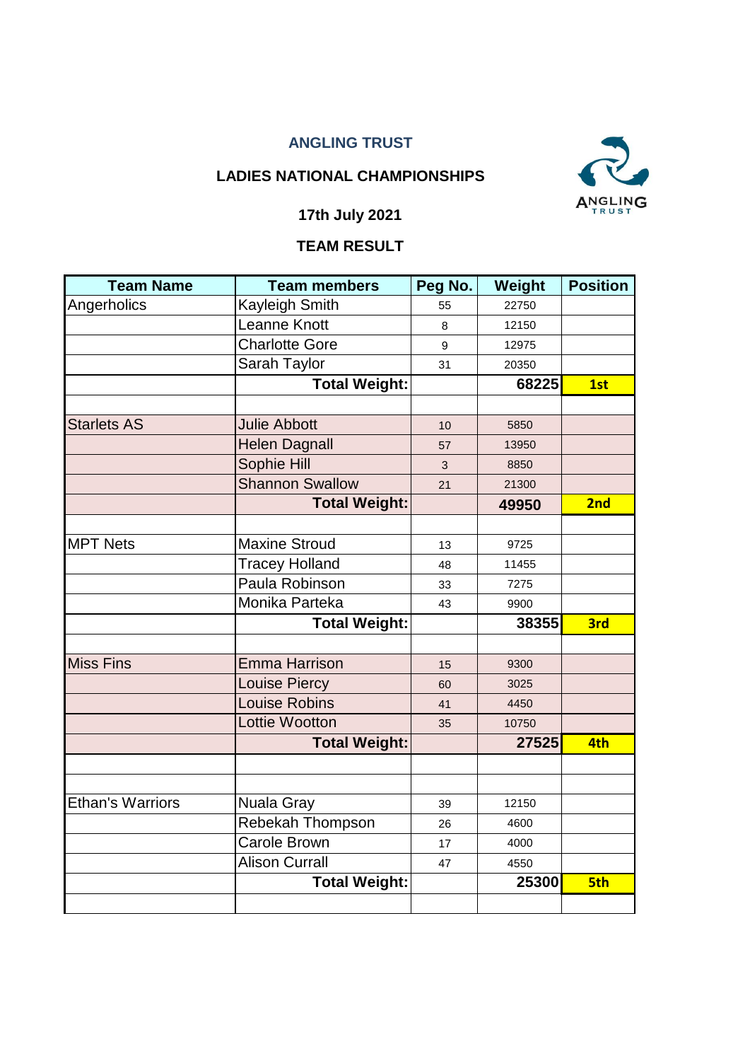## ANGLING TRUST

### LADIES NATIONAL CHAMPIONSHIPS

**17th July 2021**

**TEAM RESULT**

| Team Name | Team members | Peg No. | Weight | Position |
|---|---|---|---|---|
| Angerholics | Kayleigh Smith | 55 | 22750 | |
| | Leanne Knott | 8 | 12150 | |
| | Charlotte Gore | 9 | 12975 | |
| | Sarah Taylor | 31 | 20350 | |
| | **Total Weight:** | | **68225** | **1st** |
| | | | | |
| Starlets AS | Julie Abbott | 10 | 5850 | |
| | Helen Dagnall | 57 | 13950 | |
| | Sophie Hill | 3 | 8850 | |
| | Shannon Swallow | 21 | 21300 | |
| | **Total Weight:** | | **49950** | **2nd** |
| | | | | |
| MPT Nets | Maxine Stroud | 13 | 9725 | |
| | Tracey Holland | 48 | 11455 | |
| | Paula Robinson | 33 | 7275 | |
| | Monika Parteka | 43 | 9900 | |
| | **Total Weight:** | | **38355** | **3rd** |
| | | | | |
| Miss Fins | Emma Harrison | 15 | 9300 | |
| | Louise Piercy | 60 | 3025 | |
| | Louise Robins | 41 | 4450 | |
| | Lottie Wootton | 35 | 10750 | |
| | **Total Weight:** | | **27525** | **4th** |
| | | | | |
| | | | | |
| Ethan's Warriors | Nuala Gray | 39 | 12150 | |
| | Rebekah Thompson | 26 | 4600 | |
| | Carole Brown | 17 | 4000 | |
| | Alison Currall | 47 | 4550 | |
| | **Total Weight:** | | **25300** | **5th** |
| | | | | |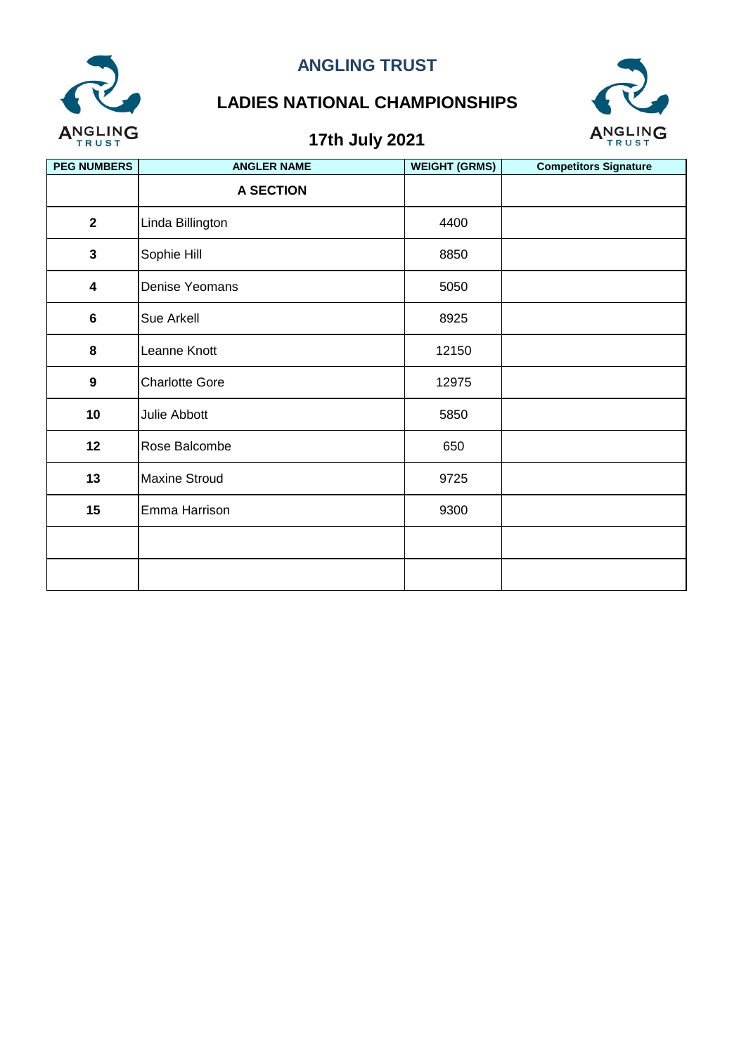# ANGLING TRUST

## LADIES NATIONAL CHAMPIONSHIPS

## 17th July 2021

| PEG NUMBERS | ANGLER NAME | WEIGHT (GRMS) | Competitors Signature |
|---|---|---|---|
| | **A SECTION** | | |
| **2** | Linda Billington | 4400 | |
| **3** | Sophie Hill | 8850 | |
| **4** | Denise Yeomans | 5050 | |
| **6** | Sue Arkell | 8925 | |
| **8** | Leanne Knott | 12150 | |
| **9** | Charlotte Gore | 12975 | |
| **10** | Julie Abbott | 5850 | |
| **12** | Rose Balcombe | 650 | |
| **13** | Maxine Stroud | 9725 | |
| **15** | Emma Harrison | 9300 | |
| | | | |
| | | | |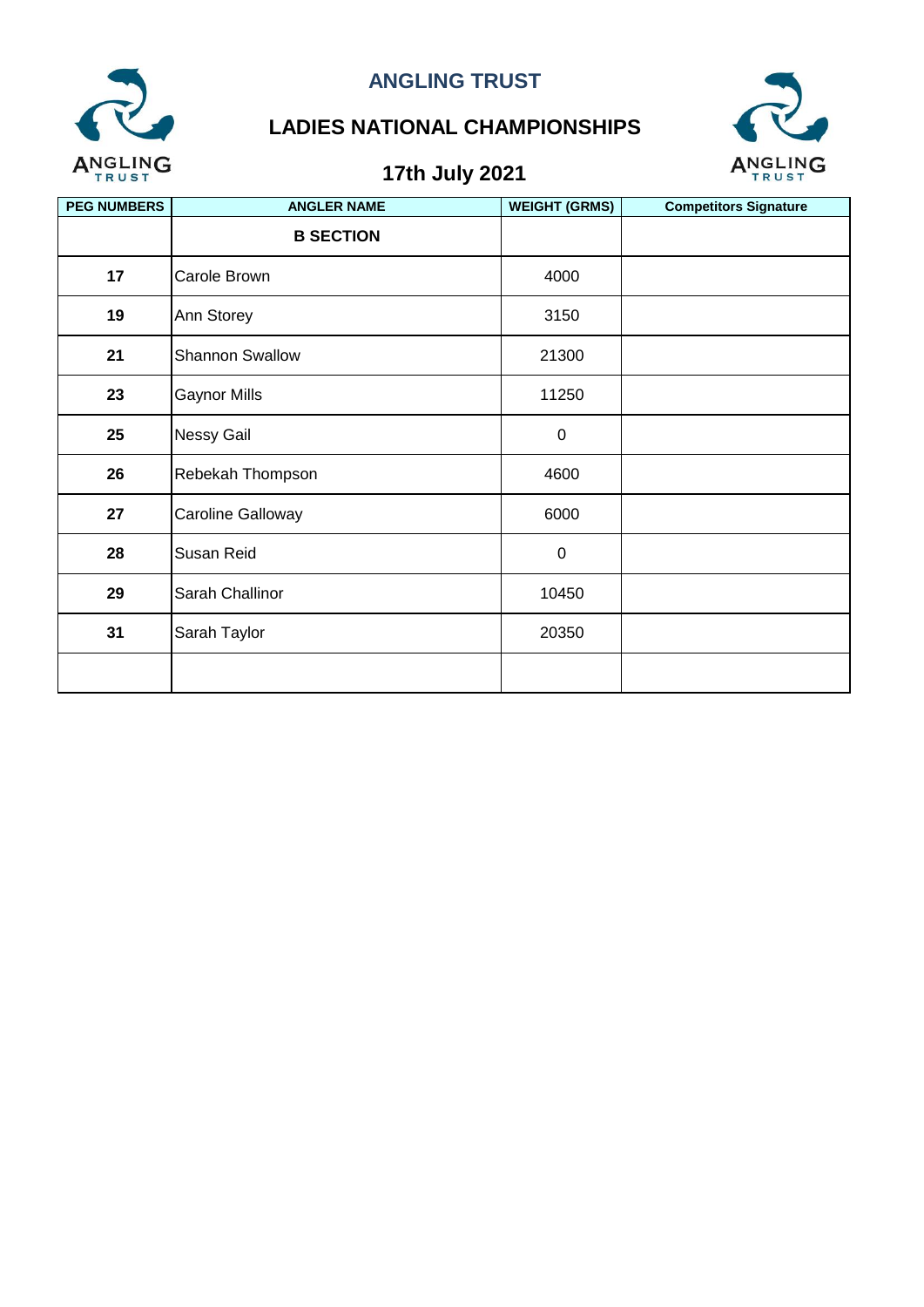# ANGLING TRUST

## LADIES NATIONAL CHAMPIONSHIPS

### 17th July 2021

| PEG NUMBERS | ANGLER NAME | WEIGHT (GRMS) | Competitors Signature |
|---|---|---|---|
| | **B SECTION** | | |
| **17** | Carole Brown | 4000 | |
| **19** | Ann Storey | 3150 | |
| **21** | Shannon Swallow | 21300 | |
| **23** | Gaynor Mills | 11250 | |
| **25** | Nessy Gail | 0 | |
| **26** | Rebekah Thompson | 4600 | |
| **27** | Caroline Galloway | 6000 | |
| **28** | Susan Reid | 0 | |
| **29** | Sarah Challinor | 10450 | |
| **31** | Sarah Taylor | 20350 | |
| | | | |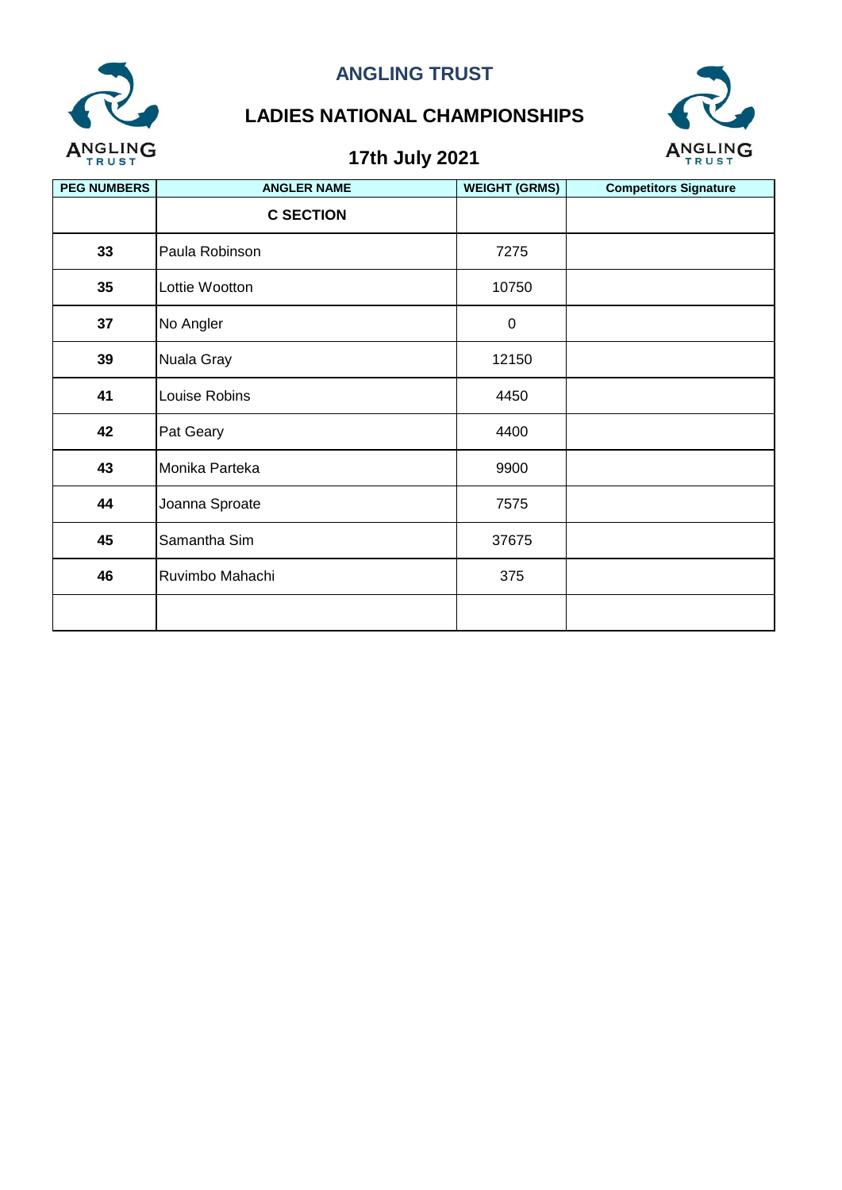# ANGLING TRUST

## LADIES NATIONAL CHAMPIONSHIPS

## 17th July 2021

| PEG NUMBERS | ANGLER NAME | WEIGHT (GRMS) | Competitors Signature |
|---|---|---|---|
| | **C SECTION** | | |
| **33** | Paula Robinson | 7275 | |
| **35** | Lottie Wootton | 10750 | |
| **37** | No Angler | 0 | |
| **39** | Nuala Gray | 12150 | |
| **41** | Louise Robins | 4450 | |
| **42** | Pat Geary | 4400 | |
| **43** | Monika Parteka | 9900 | |
| **44** | Joanna Sproate | 7575 | |
| **45** | Samantha Sim | 37675 | |
| **46** | Ruvimbo Mahachi | 375 | |
| | | | |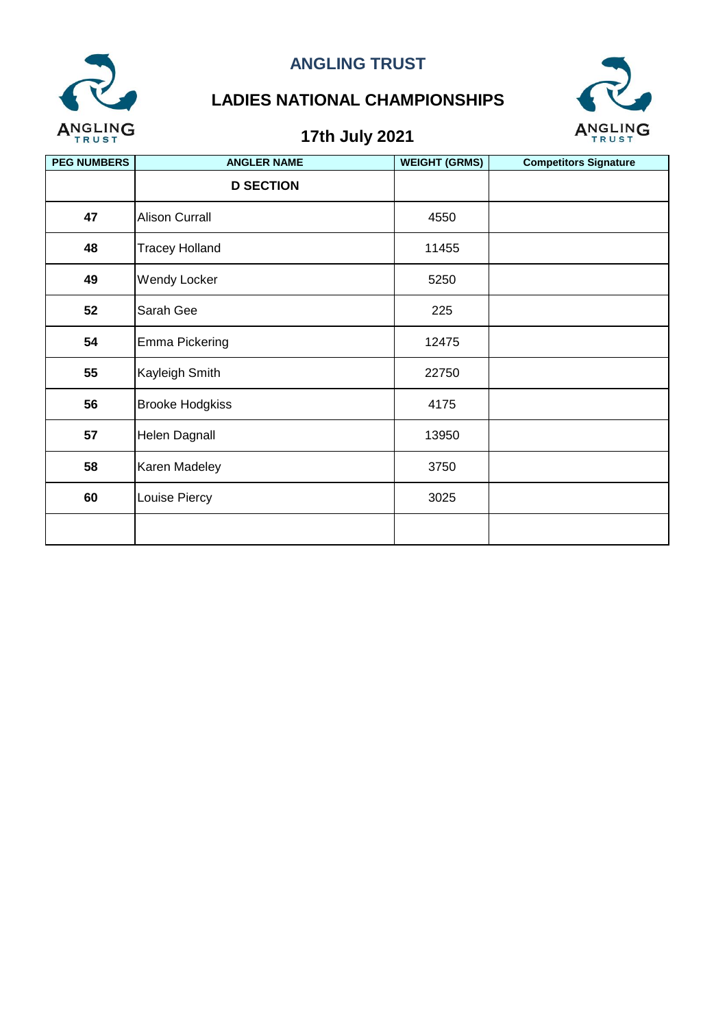# ANGLING TRUST

## LADIES NATIONAL CHAMPIONSHIPS

### 17th July 2021

| PEG NUMBERS | ANGLER NAME | WEIGHT (GRMS) | Competitors Signature |
|---|---|---|---|
| | **D SECTION** | | |
| **47** | Alison Currall | 4550 | |
| **48** | Tracey Holland | 11455 | |
| **49** | Wendy Locker | 5250 | |
| **52** | Sarah Gee | 225 | |
| **54** | Emma Pickering | 12475 | |
| **55** | Kayleigh Smith | 22750 | |
| **56** | Brooke Hodgkiss | 4175 | |
| **57** | Helen Dagnall | 13950 | |
| **58** | Karen Madeley | 3750 | |
| **60** | Louise Piercy | 3025 | |
| | | | |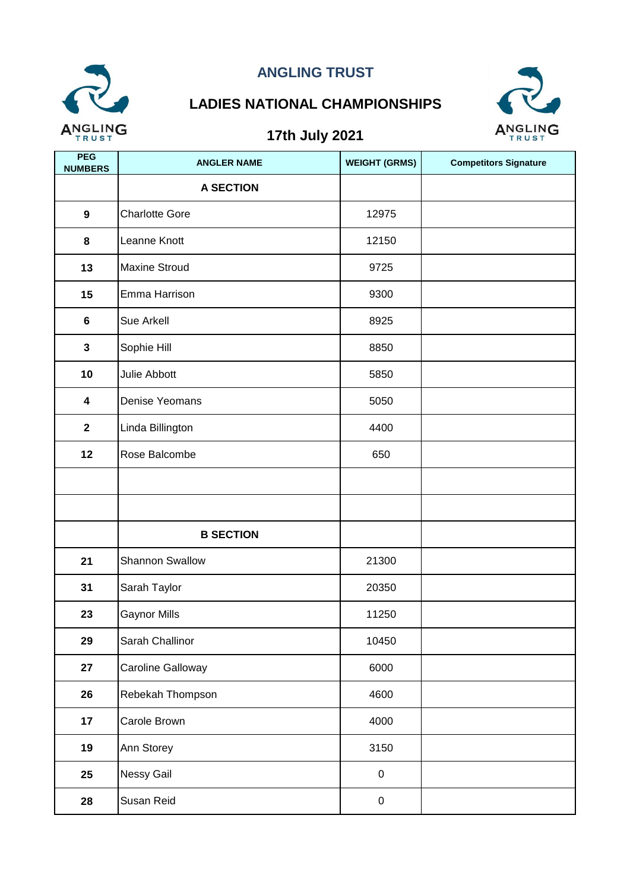# ANGLING TRUST

## LADIES NATIONAL CHAMPIONSHIPS

## 17th July 2021

| PEG NUMBERS | ANGLER NAME | WEIGHT (GRMS) | Competitors Signature |
|---|---|---|---|
| | **A SECTION** | | |
| 9 | Charlotte Gore | 12975 | |
| 8 | Leanne Knott | 12150 | |
| 13 | Maxine Stroud | 9725 | |
| 15 | Emma Harrison | 9300 | |
| 6 | Sue Arkell | 8925 | |
| 3 | Sophie Hill | 8850 | |
| 10 | Julie Abbott | 5850 | |
| 4 | Denise Yeomans | 5050 | |
| 2 | Linda Billington | 4400 | |
| 12 | Rose Balcombe | 650 | |
| | | | |
| | | | |
| | **B SECTION** | | |
| 21 | Shannon Swallow | 21300 | |
| 31 | Sarah Taylor | 20350 | |
| 23 | Gaynor Mills | 11250 | |
| 29 | Sarah Challinor | 10450 | |
| 27 | Caroline Galloway | 6000 | |
| 26 | Rebekah Thompson | 4600 | |
| 17 | Carole Brown | 4000 | |
| 19 | Ann Storey | 3150 | |
| 25 | Nessy Gail | 0 | |
| 28 | Susan Reid | 0 | |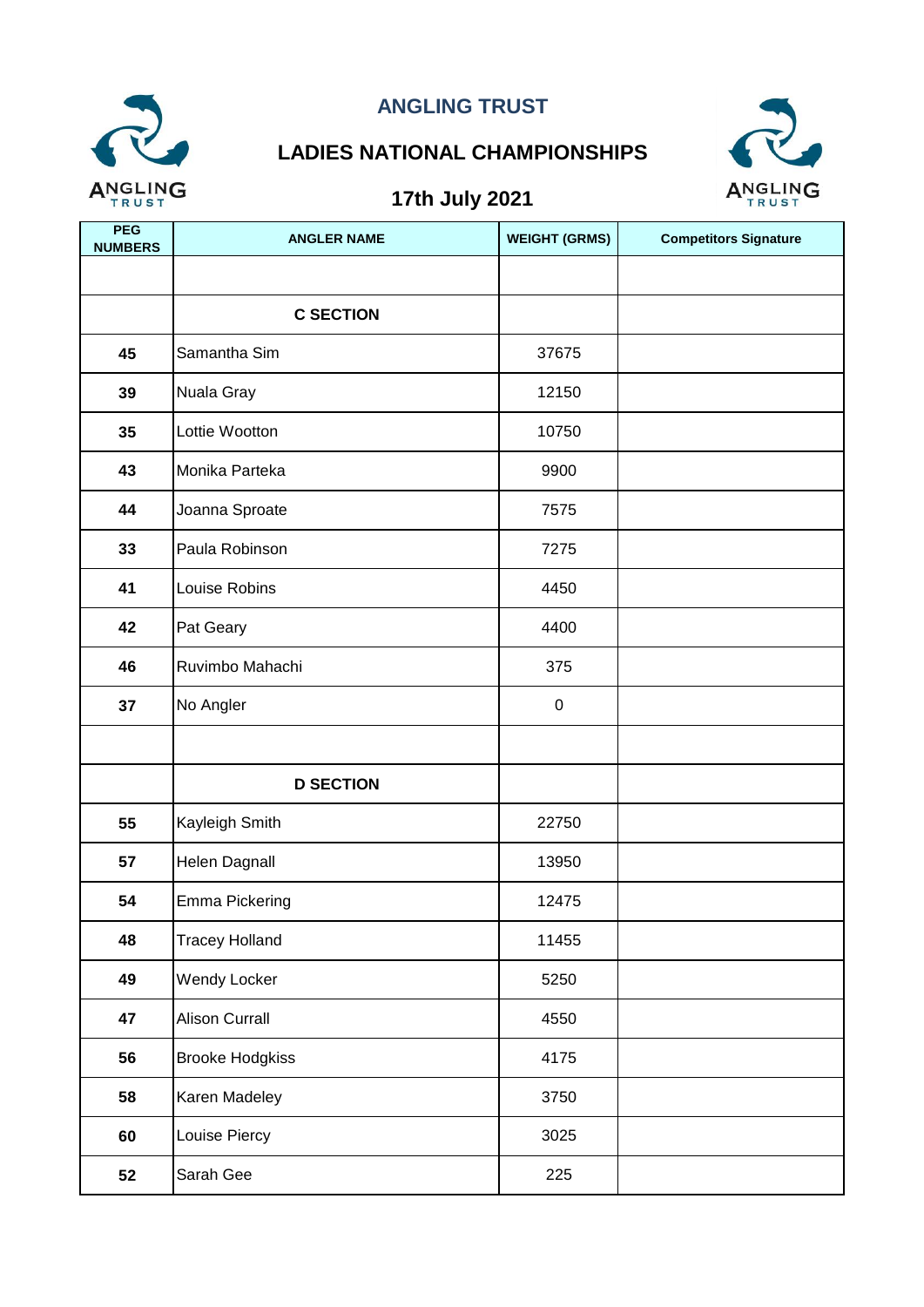# ANGLING TRUST

## LADIES NATIONAL CHAMPIONSHIPS

### 17th July 2021

| PEG NUMBERS | ANGLER NAME | WEIGHT (GRMS) | Competitors Signature |
|---|---|---|---|
| | | | |
| | **C SECTION** | | |
| **45** | Samantha Sim | 37675 | |
| **39** | Nuala Gray | 12150 | |
| **35** | Lottie Wootton | 10750 | |
| **43** | Monika Parteka | 9900 | |
| **44** | Joanna Sproate | 7575 | |
| **33** | Paula Robinson | 7275 | |
| **41** | Louise Robins | 4450 | |
| **42** | Pat Geary | 4400 | |
| **46** | Ruvimbo Mahachi | 375 | |
| **37** | No Angler | 0 | |
| | | | |
| | **D SECTION** | | |
| **55** | Kayleigh Smith | 22750 | |
| **57** | Helen Dagnall | 13950 | |
| **54** | Emma Pickering | 12475 | |
| **48** | Tracey Holland | 11455 | |
| **49** | Wendy Locker | 5250 | |
| **47** | Alison Currall | 4550 | |
| **56** | Brooke Hodgkiss | 4175 | |
| **58** | Karen Madeley | 3750 | |
| **60** | Louise Piercy | 3025 | |
| **52** | Sarah Gee | 225 | |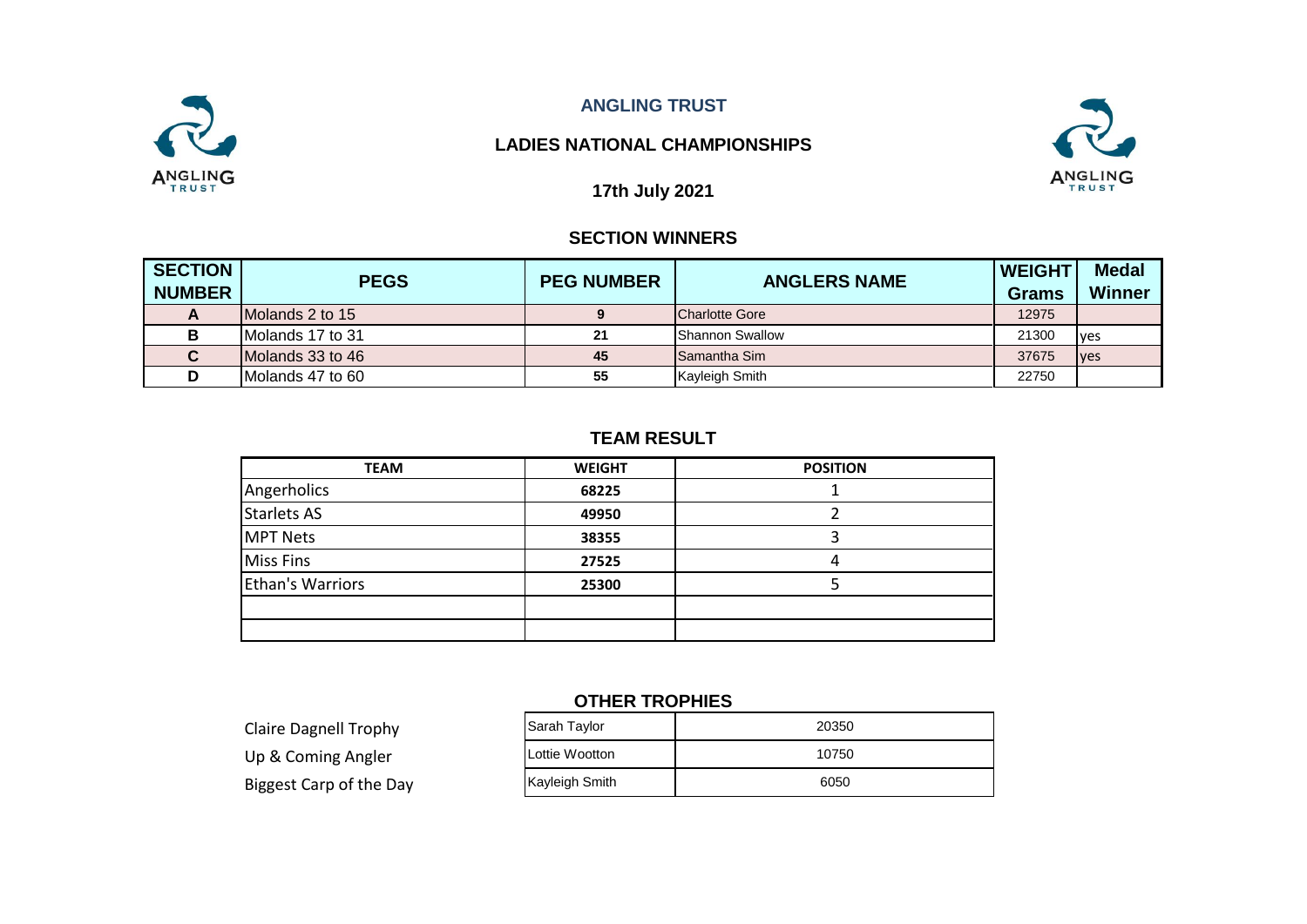# ANGLING TRUST

## LADIES NATIONAL CHAMPIONSHIPS

### 17th July 2021

### SECTION WINNERS

| SECTION NUMBER | PEGS | PEG NUMBER | ANGLERS NAME | WEIGHT Grams | Medal Winner |
|---|---|---|---|---|---|
| A | Molands 2 to 15 | 9 | Charlotte Gore | 12975 | |
| B | Molands 17 to 31 | 21 | Shannon Swallow | 21300 | yes |
| C | Molands 33 to 46 | 45 | Samantha Sim | 37675 | yes |
| D | Molands 47 to 60 | 55 | Kayleigh Smith | 22750 | |

### TEAM RESULT

| TEAM | WEIGHT | POSITION |
|---|---|---|
| Angerholics | 68225 | 1 |
| Starlets AS | 49950 | 2 |
| MPT Nets | 38355 | 3 |
| Miss Fins | 27525 | 4 |
| Ethan's Warriors | 25300 | 5 |
| | | |
| | | |

### OTHER TROPHIES

| | | |
|---|---|---|
| Claire Dagnell Trophy | Sarah Taylor | 20350 |
| Up & Coming Angler | Lottie Wootton | 10750 |
| Biggest Carp of the Day | Kayleigh Smith | 6050 |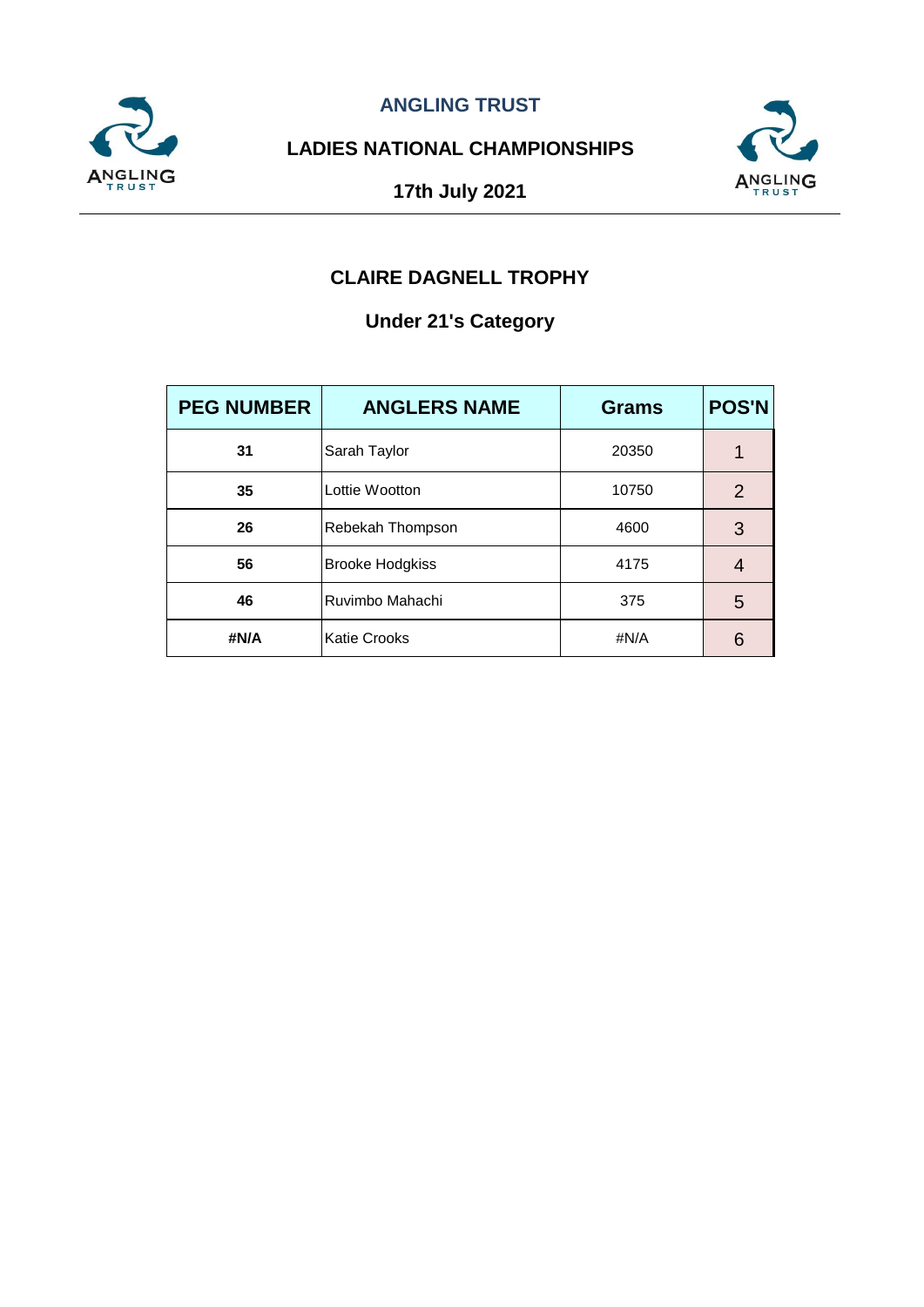# ANGLING TRUST

## LADIES NATIONAL CHAMPIONSHIPS

### 17th July 2021

## CLAIRE DAGNELL TROPHY

### Under 21's Category

| PEG NUMBER | ANGLERS NAME | Grams | POS'N |
|---|---|---|---|
| **31** | Sarah Taylor | 20350 | 1 |
| **35** | Lottie Wootton | 10750 | 2 |
| **26** | Rebekah Thompson | 4600 | 3 |
| **56** | Brooke Hodgkiss | 4175 | 4 |
| **46** | Ruvimbo Mahachi | 375 | 5 |
| **#N/A** | Katie Crooks | #N/A | 6 |